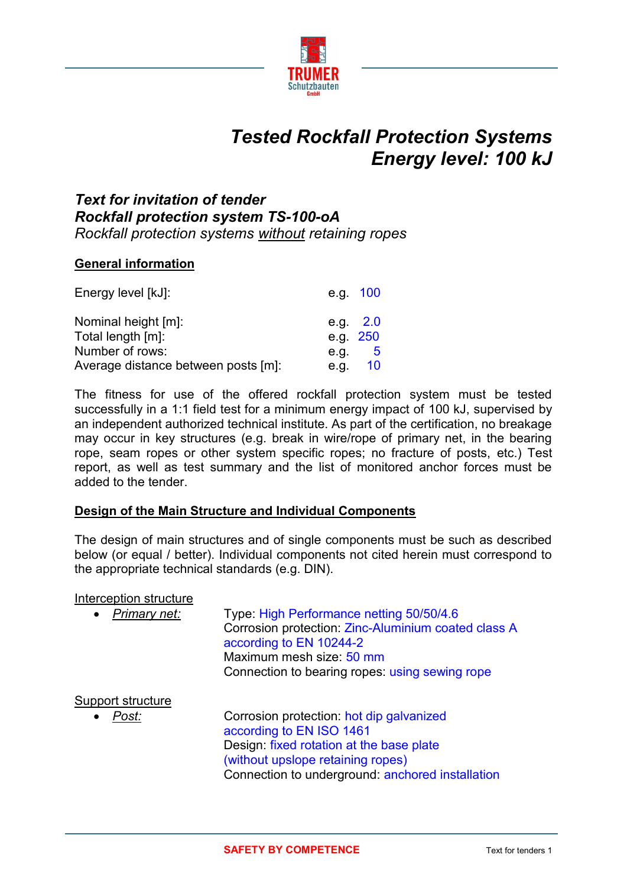# *Tested Rockfall Protection Systems Energy level: 100 kJ*

## *Text for invitation of tender*
## *Rockfall protection system TS-100-oA*

*Rockfall protection systems without retaining ropes*

### General information

| | |
|---|---|
| Energy level [kJ]: | e.g. 100 |
| Nominal height [m]: | e.g. 2.0 |
| Total length [m]: | e.g. 250 |
| Number of rows: | e.g. 5 |
| Average distance between posts [m]: | e.g. 10 |

The fitness for use of the offered rockfall protection system must be tested successfully in a 1:1 field test for a minimum energy impact of 100 kJ, supervised by an independent authorized technical institute. As part of the certification, no breakage may occur in key structures (e.g. break in wire/rope of primary net, in the bearing rope, seam ropes or other system specific ropes; no fracture of posts, etc.) Test report, as well as test summary and the list of monitored anchor forces must be added to the tender.

### Design of the Main Structure and Individual Components

The design of main structures and of single components must be such as described below (or equal / better). Individual components not cited herein must correspond to the appropriate technical standards (e.g. DIN).

Interception structure

- *Primary net:*
  Type: High Performance netting 50/50/4.6
  Corrosion protection: Zinc-Aluminium coated class A according to EN 10244-2
  Maximum mesh size: 50 mm
  Connection to bearing ropes: using sewing rope

Support structure

- *Post:*
  Corrosion protection: hot dip galvanized according to EN ISO 1461
  Design: fixed rotation at the base plate (without upslope retaining ropes)
  Connection to underground: anchored installation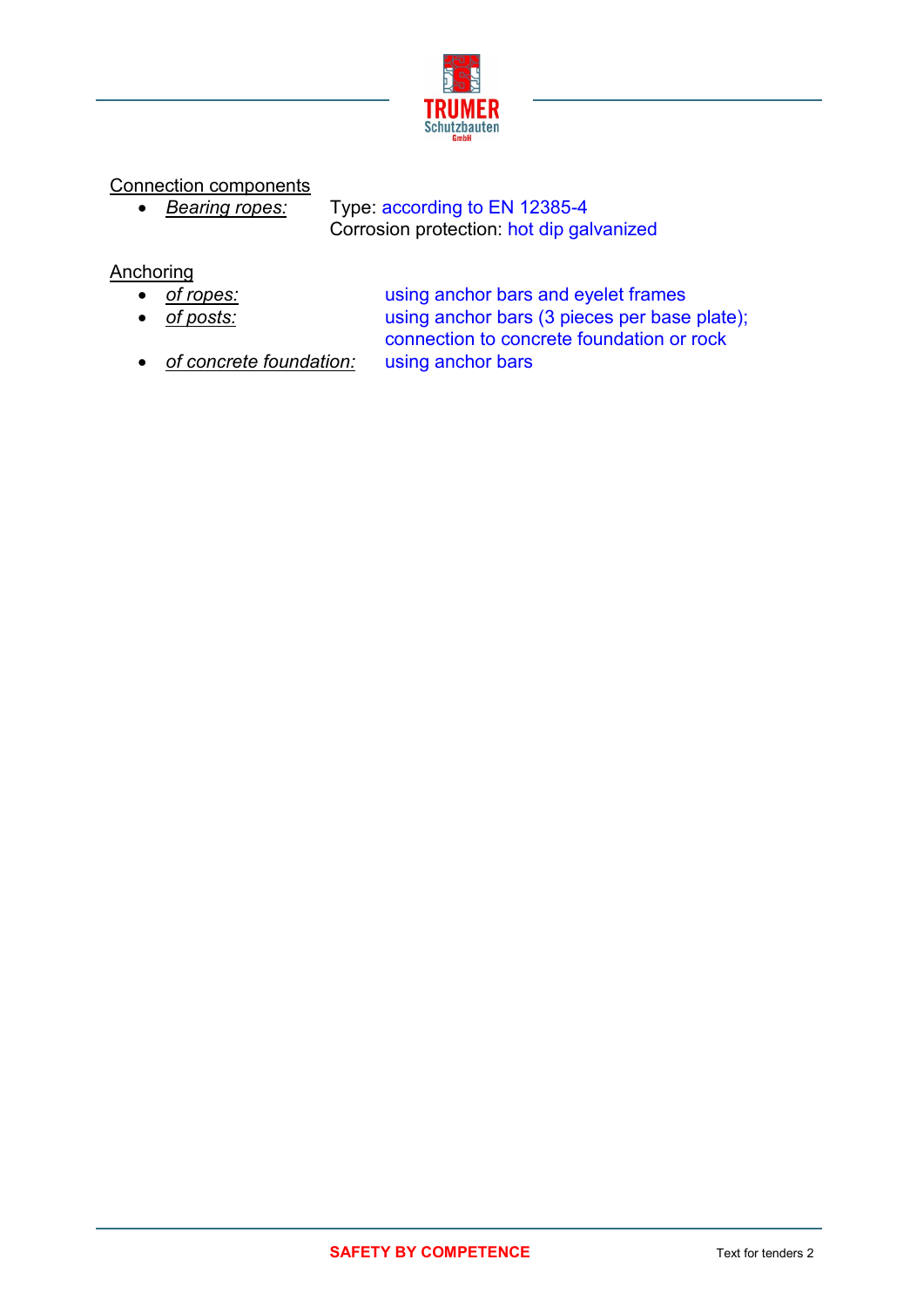<u>Connection components</u>

- *<u>Bearing ropes:</u>* Type: according to EN 12385-4
  Corrosion protection: hot dip galvanized

<u>Anchoring</u>

- *<u>of ropes:</u>* using anchor bars and eyelet frames
- *<u>of posts:</u>* using anchor bars (3 pieces per base plate); connection to concrete foundation or rock
- *<u>of concrete foundation:</u>* using anchor bars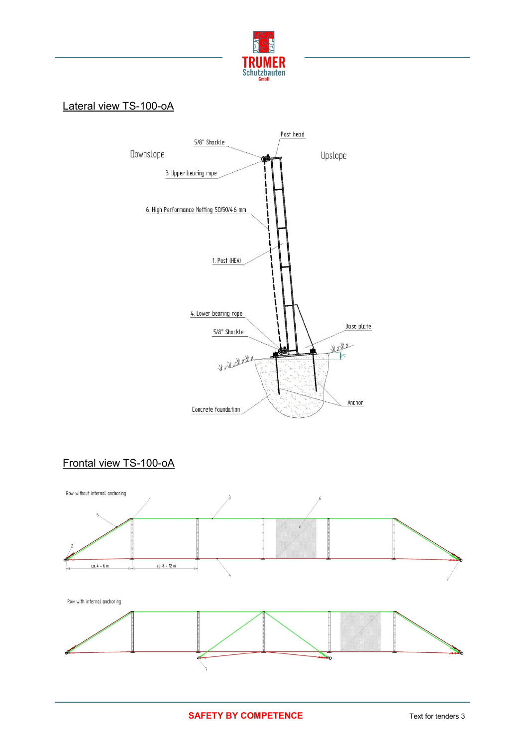## Lateral view TS-100-oA

Downslope

Upslope

5/8" Shackle

Post head

3. Upper bearing rope

6. High Performance Netting 50/50/4.6 mm

1. Post (HEA)

4. Lower bearing rope

5/8" Shackle

Base plate

Concrete foundation

Anchor

## Frontal view TS-100-oA

Row without internal anchoring

1

3

6

5

2

ca. 4 - 6 m

ca. 8 - 12 m

4

2

Row with internal anchoring

7

SAFETY BY COMPETENCE

Text for tenders 3